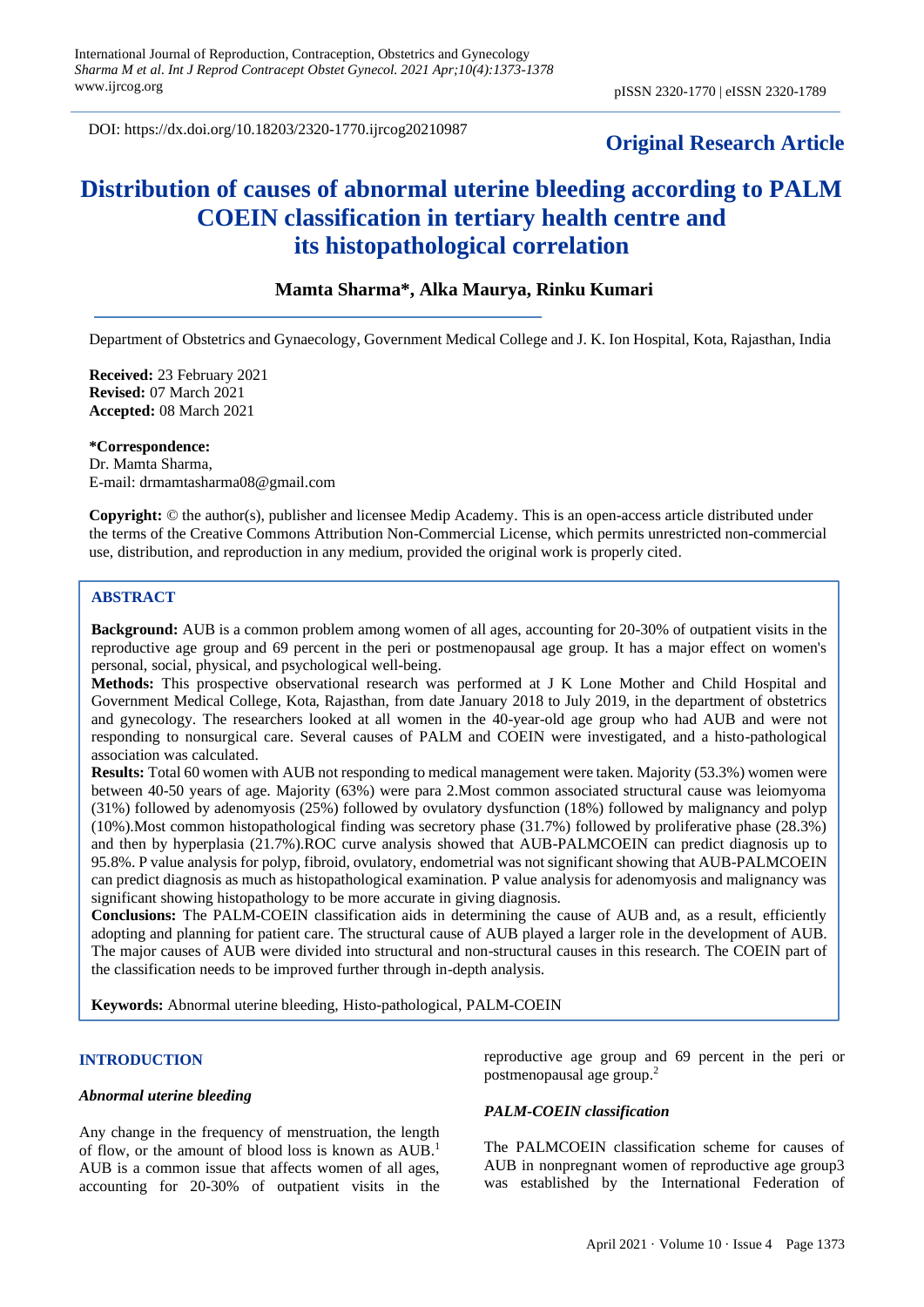DOI: https://dx.doi.org/10.18203/2320-1770.ijrcog20210987

**Original Research Article**

# Distribution of causes of abnormal uterine bleeding according to PALM COEIN classification in tertiary health centre and its histopathological correlation

**Mamta Sharma*, Alka Maurya, Rinku Kumari**

Department of Obstetrics and Gynaecology, Government Medical College and J. K. Ion Hospital, Kota, Rasthan, India

**Received:** 23 February 2021
**Revised:** 07 March 2021
**Accepted:** 08 March 2021

***Correspondence:**
Dr. Mamta Sharma,
E-mail: drmamtasharma08@gmail.com

**Copyright:** © the author(s), publisher and licensee Medip Academy. This is an open-access article distributed under the terms of the Creative Commons Attribution Non-Commercial License, which permits unrestricted non-commercial use, distribution, and reproduction in any medium, provided the original work is properly cited.

## ABSTRACT

**Background:** AUB is a common problem among women of all ages, accounting for 20-30% of outpatient visits in the reproductive age group and 69 percent in the peri or postmenopausal age group. It has a major effect on women's personal, social, physical, and psychological well-being.

**Methods:** This prospective observational research was performed at J K Lone Mother and Child Hospital and Government Medical College, Kota, Rajasthan, from date January 2018 to July 2019, in the department of obstetrics and gynecology. The researchers looked at all women in the 40-year-old age group who had AUB and were not responding to nonsurgical care. Several causes of PALM and COEIN were investigated, and a histo-pathological association was calculated.

**Results:** Total 60 women with AUB not responding to medical management were taken. Majority (53.3%) women were between 40-50 years of age. Majority (63%) were para 2.Most common associated structural cause was leiomyoma (31%) followed by adenomyosis (25%) followed by ovulatory dysfunction (18%) followed by malignancy and polyp (10%).Most common histopathological finding was secretory phase (31.7%) followed by proliferative phase (28.3%) and then by hyperplasia (21.7%).ROC curve analysis showed that AUB-PALMCOEIN can predict diagnosis up to 95.8%. P value analysis for polyp, fibroid, ovulatory, endometrial was not significant showing that AUB-PALMCOEIN can predict diagnosis as much as histopathological examination. P value analysis for adenomyosis and malignancy was significant showing histopathology to be more accurate in giving diagnosis.

**Conclusions:** The PALM-COEIN classification aids in determining the cause of AUB and, as a result, efficiently adopting and planning for patient care. The structural cause of AUB played a larger role in the development of AUB. The major causes of AUB were divided into structural and non-structural causes in this research. The COEIN part of the classification needs to be improved further through in-depth analysis.

**Keywords:** Abnormal uterine bleeding, Histo-pathological, PALM-COEIN

## INTRODUCTION

### *Abnormal uterine bleeding*

Any change in the frequency of menstruation, the length of flow, or the amount of blood loss is known as AUB.[1] AUB is a common issue that affects women of all ages, accounting for 20-30% of outpatient visits in the reproductive age group and 69 percent in the peri or postmenopausal age group.[2]

### *PALM-COEIN classification*

The PALMCOEIN classification scheme for causes of AUB in nonpregnant women of reproductive age group3 was established by the International Federation of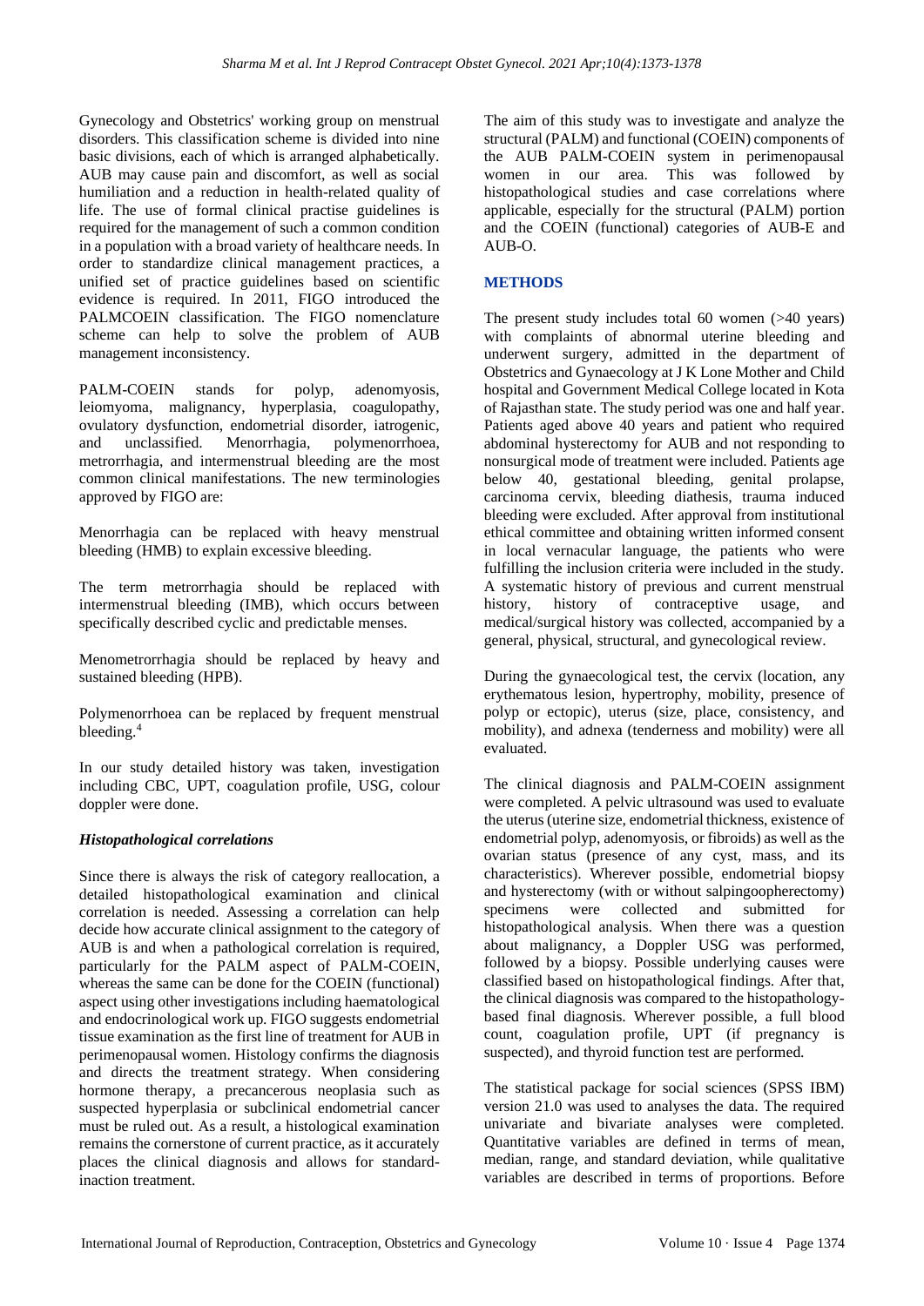Gynecology and Obstetrics' working group on menstrual disorders. This classification scheme is divided into nine basic divisions, each of which is arranged alphabetically. AUB may cause pain and discomfort, as well as social humiliation and a reduction in health-related quality of life. The use of formal clinical practise guidelines is required for the management of such a common condition in a population with a broad variety of healthcare needs. In order to standardize clinical management practices, a unified set of practice guidelines based on scientific evidence is required. In 2011, FIGO introduced the PALMCOEIN classification. The FIGO nomenclature scheme can help to solve the problem of AUB management inconsistency.

PALM-COEIN stands for polyp, adenomyosis, leiomyoma, malignancy, hyperplasia, coagulopathy, ovulatory dysfunction, endometrial disorder, iatrogenic, and unclassified. Menorrhagia, polymenorrhoea, metrorrhagia, and intermenstrual bleeding are the most common clinical manifestations. The new terminologies approved by FIGO are:

Menorrhagia can be replaced with heavy menstrual bleeding (HMB) to explain excessive bleeding.

The term metrorrhagia should be replaced with intermenstrual bleeding (IMB), which occurs between specifically described cyclic and predictable menses.

Menometrorrhagia should be replaced by heavy and sustained bleeding (HPB).

Polymenorrhoea can be replaced by frequent menstrual bleeding.[4]

In our study detailed history was taken, investigation including CBC, UPT, coagulation profile, USG, colour doppler were done.

### *Histopathological correlations*

Since there is always the risk of category reallocation, a detailed histopathological examination and clinical correlation is needed. Assessing a correlation can help decide how accurate clinical assignment to the category of AUB is and when a pathological correlation is required, particularly for the PALM aspect of PALM-COEIN, whereas the same can be done for the COEIN (functional) aspect using other investigations including haematological and endocrinological work up. FIGO suggests endometrial tissue examination as the first line of treatment for AUB in perimenopausal women. Histology confirms the diagnosis and directs the treatment strategy. When considering hormone therapy, a precancerous neoplasia such as suspected hyperplasia or subclinical endometrial cancer must be ruled out. As a result, a histological examination remains the cornerstone of current practice, as it accurately places the clinical diagnosis and allows for standard-inaction treatment.

The aim of this study was to investigate and analyze the structural (PALM) and functional (COEIN) components of the AUB PALM-COEIN system in perimenopausal women in our area. This was followed by histopathological studies and case correlations where applicable, especially for the structural (PALM) portion and the COEIN (functional) categories of AUB-E and AUB-O.

## METHODS

The present study includes total 60 women (>40 years) with complaints of abnormal uterine bleeding and underwent surgery, admitted in the department of Obstetrics and Gynaecology at J K Lone Mother and Child hospital and Government Medical College located in Kota of Rajasthan state. The study period was one and half year. Patients aged above 40 years and patient who required abdominal hysterectomy for AUB and not responding to nonsurgical mode of treatment were included. Patients age below 40, gestational bleeding, genital prolapse, carcinoma cervix, bleeding diathesis, trauma induced bleeding were excluded. After approval from institutional ethical committee and obtaining written informed consent in local vernacular language, the patients who were fulfilling the inclusion criteria were included in the study. A systematic history of previous and current menstrual history, history of contraceptive usage, and medical/surgical history was collected, accompanied by a general, physical, structural, and gynecological review.

During the gynaecological test, the cervix (location, any erythematous lesion, hypertrophy, mobility, presence of polyp or ectopic), uterus (size, place, consistency, and mobility), and adnexa (tenderness and mobility) were all evaluated.

The clinical diagnosis and PALM-COEIN assignment were completed. A pelvic ultrasound was used to evaluate the uterus (uterine size, endometrial thickness, existence of endometrial polyp, adenomyosis, or fibroids) as well as the ovarian status (presence of any cyst, mass, and its characteristics). Wherever possible, endometrial biopsy and hysterectomy (with or without salpingoopherectomy) specimens were collected and submitted for histopathological analysis. When there was a question about malignancy, a Doppler USG was performed, followed by a biopsy. Possible underlying causes were classified based on histopathological findings. After that, the clinical diagnosis was compared to the histopathology-based final diagnosis. Wherever possible, a full blood count, coagulation profile, UPT (if pregnancy is suspected), and thyroid function test are performed.

The statistical package for social sciences (SPSS IBM) version 21.0 was used to analyses the data. The required univariate and bivariate analyses were completed. Quantitative variables are defined in terms of mean, median, range, and standard deviation, while qualitative variables are described in terms of proportions. Before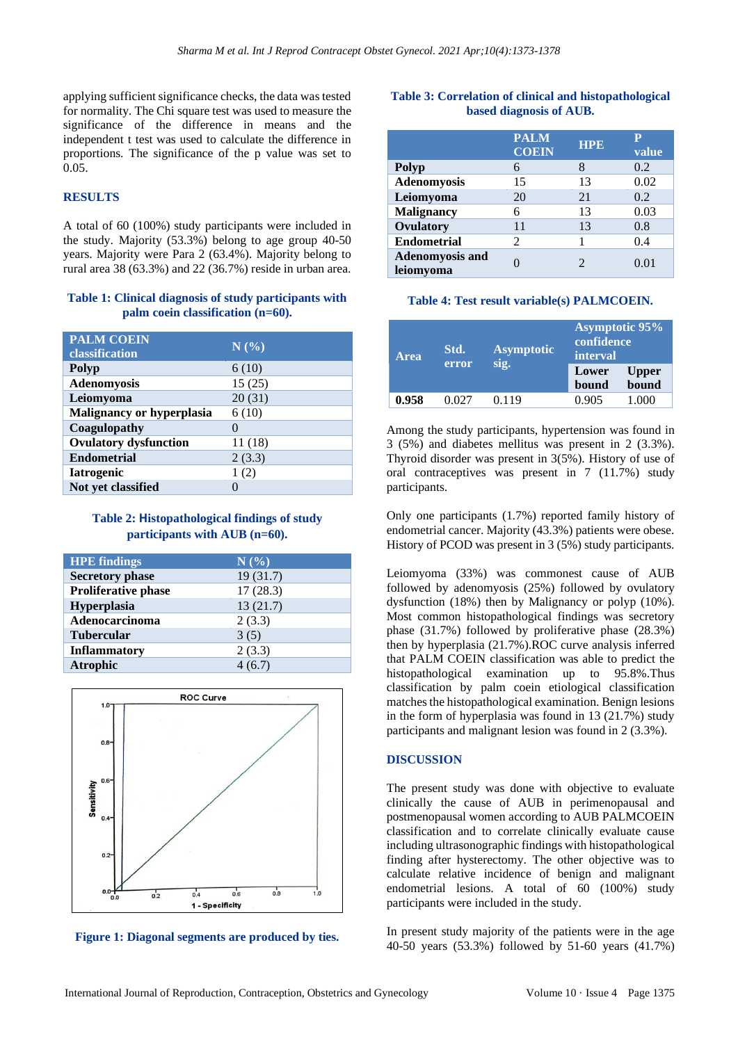applying sufficient significance checks, the data was tested for normality. The Chi square test was used to measure the significance of the difference in means and the independent t test was used to calculate the difference in proportions. The significance of the p value was set to 0.05.

## RESULTS

A total of 60 (100%) study participants were included in the study. Majority (53.3%) belong to age group 40-50 years. Majority were Para 2 (63.4%). Majority belong to rural area 38 (63.3%) and 22 (36.7%) reside in urban area.

**Table 1: Clinical diagnosis of study participants with palm coein classification (n=60).**

| PALM COEIN classification | N (%) |
|---|---|
| **Polyp** | 6 (10) |
| **Adenomyosis** | 15 (25) |
| **Leiomyoma** | 20 (31) |
| **Malignancy or hyperplasia** | 6 (10) |
| **Coagulopathy** | 0 |
| **Ovulatory dysfunction** | 11 (18) |
| **Endometrial** | 2 (3.3) |
| **Iatrogenic** | 1 (2) |
| **Not yet classified** | 0 |

**Table 2: Histopathological findings of study participants with AUB (n=60).**

| HPE findings | N (%) |
|---|---|
| **Secretory phase** | 19 (31.7) |
| **Proliferative phase** | 17 (28.3) |
| **Hyperplasia** | 13 (21.7) |
| **Adenocarcinoma** | 2 (3.3) |
| **Tubercular** | 3 (5) |
| **Inflammatory** | 2 (3.3) |
| **Atrophic** | 4 (6.7) |

**Figure 1: Diagonal segments are produced by ties.**

**Table 3: Correlation of clinical and histopathological based diagnosis of AUB.**

| | PALM COEIN | HPE | P value |
|---|---|---|---|
| **Polyp** | 6 | 8 | 0.2 |
| **Adenomyosis** | 15 | 13 | 0.02 |
| **Leiomyoma** | 20 | 21 | 0.2 |
| **Malignancy** | 6 | 13 | 0.03 |
| **Ovulatory** | 11 | 13 | 0.8 |
| **Endometrial** | 2 | 1 | 0.4 |
| **Adenomyosis and leiomyoma** | 0 | 2 | 0.01 |

**Table 4: Test result variable(s) PALMCOEIN.**

| Area | Std. error | Asymptotic sig. | Asymptotic 95% confidence interval | |
|---|---|---|---|---|
| | | | Lower bound | Upper bound |
| **0.958** | 0.027 | 0.119 | 0.905 | 1.000 |

Among the study participants, hypertension was found in 3 (5%) and diabetes mellitus was present in 2 (3.3%). Thyroid disorder was present in 3(5%). History of use of oral contraceptives was present in 7 (11.7%) study participants.

Only one participants (1.7%) reported family history of endometrial cancer. Majority (43.3%) patients were obese. History of PCOD was present in 3 (5%) study participants.

Leiomyoma (33%) was commonest cause of AUB followed by adenomyosis (25%) followed by ovulatory dysfunction (18%) then by Malignancy or polyp (10%). Most common histopathological findings was secretory phase (31.7%) followed by proliferative phase (28.3%) then by hyperplasia (21.7%).ROC curve analysis inferred that PALM COEIN classification was able to predict the histopathological examination up to 95.8%.Thus classification by palm coein etiological classification matches the histopathological examination. Benign lesions in the form of hyperplasia was found in 13 (21.7%) study participants and malignant lesion was found in 2 (3.3%).

## DISCUSSION

The present study was done with objective to evaluate clinically the cause of AUB in perimenopausal and postmenopausal women according to AUB PALMCOEIN classification and to correlate clinically evaluate cause including ultrasonographic findings with histopathological finding after hysterectomy. The other objective was to calculate relative incidence of benign and malignant endometrial lesions. A total of 60 (100%) study participants were included in the study.

In present study majority of the patients were in the age 40-50 years (53.3%) followed by 51-60 years (41.7%)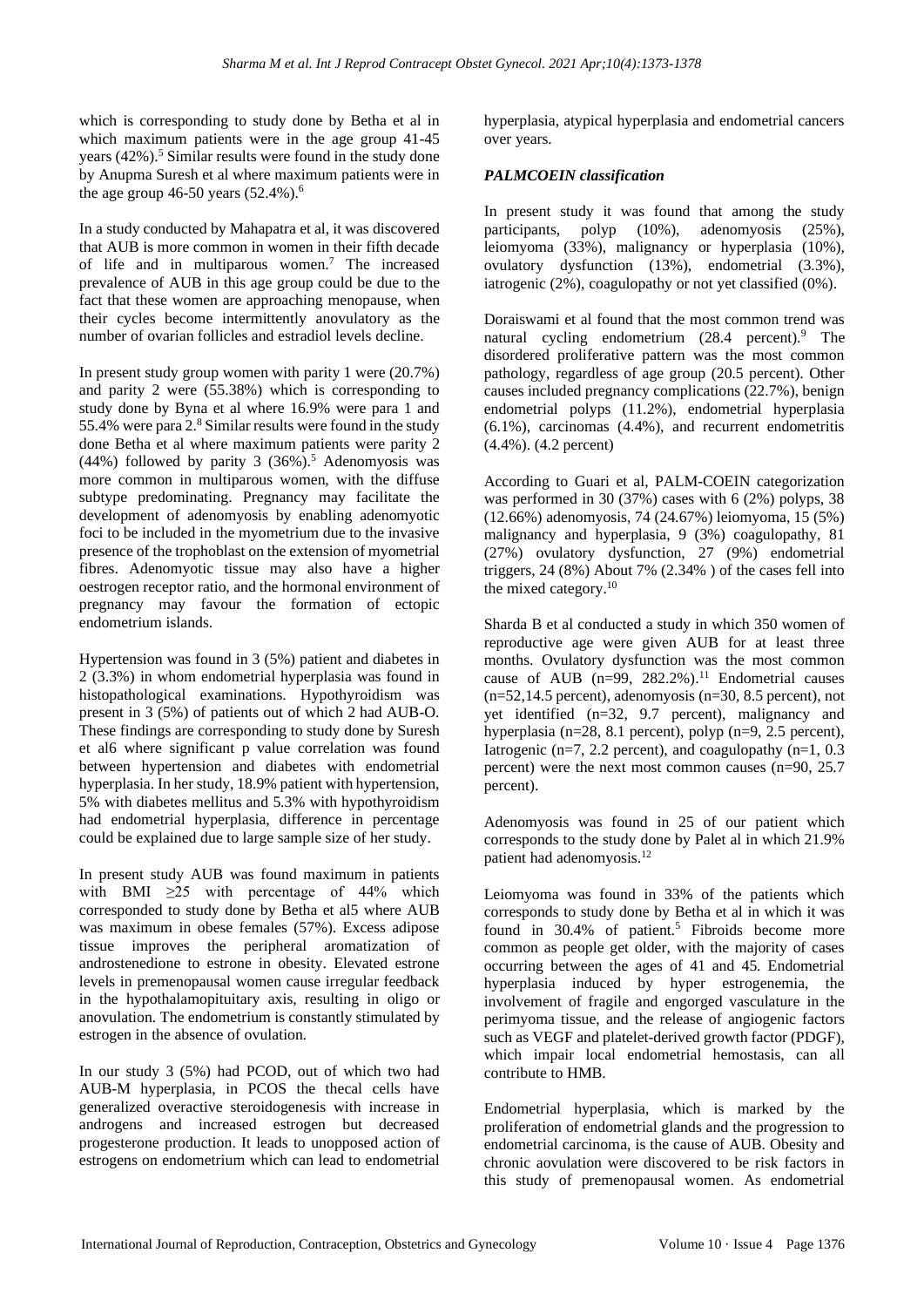which is corresponding to study done by Betha et al in which maximum patients were in the age group 41-45 years (42%).[5] Similar results were found in the study done by Anupma Suresh et al where maximum patients were in the age group 46-50 years (52.4%).[6]

In a study conducted by Mahapatra et al, it was discovered that AUB is more common in women in their fifth decade of life and in multiparous women.[7] The increased prevalence of AUB in this age group could be due to the fact that these women are approaching menopause, when their cycles become intermittently anovulatory as the number of ovarian follicles and estradiol levels decline.

In present study group women with parity 1 were (20.7%) and parity 2 were (55.38%) which is corresponding to study done by Byna et al where 16.9% were para 1 and 55.4% were para 2.[8] Similar results were found in the study done Betha et al where maximum patients were parity 2 (44%) followed by parity 3 (36%).[5] Adenomyosis was more common in multiparous women, with the diffuse subtype predominating. Pregnancy may facilitate the development of adenomyosis by enabling adenomyotic foci to be included in the myometrium due to the invasive presence of the trophoblast on the extension of myometrial fibres. Adenomyotic tissue may also have a higher oestrogen receptor ratio, and the hormonal environment of pregnancy may favour the formation of ectopic endometrium islands.

Hypertension was found in 3 (5%) patient and diabetes in 2 (3.3%) in whom endometrial hyperplasia was found in histopathological examinations. Hypothyroidism was present in 3 (5%) of patients out of which 2 had AUB-O. These findings are corresponding to study done by Suresh et al6 where significant p value correlation was found between hypertension and diabetes with endometrial hyperplasia. In her study, 18.9% patient with hypertension, 5% with diabetes mellitus and 5.3% with hypothyroidism had endometrial hyperplasia, difference in percentage could be explained due to large sample size of her study.

In present study AUB was found maximum in patients with BMI ≥25 with percentage of 44% which corresponded to study done by Betha et al5 where AUB was maximum in obese females (57%). Excess adipose tissue improves the peripheral aromatization of androstenedione to estrone in obesity. Elevated estrone levels in premenopausal women cause irregular feedback in the hypothalamopituitary axis, resulting in oligo or anovulation. The endometrium is constantly stimulated by estrogen in the absence of ovulation.

In our study 3 (5%) had PCOD, out of which two had AUB-M hyperplasia, in PCOS the thecal cells have generalized overactive steroidogenesis with increase in androgens and increased estrogen but decreased progesterone production. It leads to unopposed action of estrogens on endometrium which can lead to endometrial hyperplasia, atypical hyperplasia and endometrial cancers over years.

### *PALMCOEIN classification*

In present study it was found that among the study participants, polyp (10%), adenomyosis (25%), leiomyoma (33%), malignancy or hyperplasia (10%), ovulatory dysfunction (13%), endometrial (3.3%), iatrogenic (2%), coagulopathy or not yet classified (0%).

Doraiswami et al found that the most common trend was natural cycling endometrium (28.4 percent).[9] The disordered proliferative pattern was the most common pathology, regardless of age group (20.5 percent). Other causes included pregnancy complications (22.7%), benign endometrial polyps (11.2%), endometrial hyperplasia (6.1%), carcinomas (4.4%), and recurrent endometritis (4.4%). (4.2 percent)

According to Guari et al, PALM-COEIN categorization was performed in 30 (37%) cases with 6 (2%) polyps, 38 (12.66%) adenomyosis, 74 (24.67%) leiomyoma, 15 (5%) malignancy and hyperplasia, 9 (3%) coagulopathy, 81 (27%) ovulatory dysfunction, 27 (9%) endometrial triggers, 24 (8%) About 7% (2.34% ) of the cases fell into the mixed category.[10]

Sharda B et al conducted a study in which 350 women of reproductive age were given AUB for at least three months. Ovulatory dysfunction was the most common cause of AUB (n=99, 282.2%).[11] Endometrial causes (n=52,14.5 percent), adenomyosis (n=30, 8.5 percent), not yet identified (n=32, 9.7 percent), malignancy and hyperplasia (n=28, 8.1 percent), polyp (n=9, 2.5 percent), Iatrogenic (n=7, 2.2 percent), and coagulopathy (n=1, 0.3 percent) were the next most common causes (n=90, 25.7 percent).

Adenomyosis was found in 25 of our patient which corresponds to the study done by Palet al in which 21.9% patient had adenomyosis.[12]

Leiomyoma was found in 33% of the patients which corresponds to study done by Betha et al in which it was found in 30.4% of patient.[5] Fibroids become more common as people get older, with the majority of cases occurring between the ages of 41 and 45. Endometrial hyperplasia induced by hyper estrogenemia, the involvement of fragile and engorged vasculature in the perimyoma tissue, and the release of angiogenic factors such as VEGF and platelet-derived growth factor (PDGF), which impair local endometrial hemostasis, can all contribute to HMB.

Endometrial hyperplasia, which is marked by the proliferation of endometrial glands and the progression to endometrial carcinoma, is the cause of AUB. Obesity and chronic aovulation were discovered to be risk factors in this study of premenopausal women. As endometrial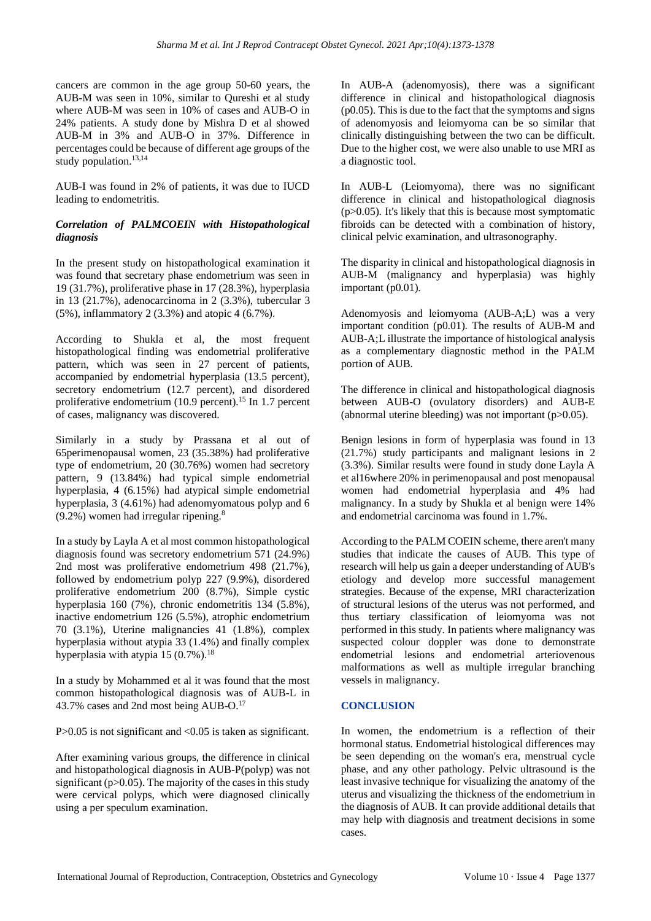cancers are common in the age group 50-60 years, the AUB-M was seen in 10%, similar to Qureshi et al study where AUB-M was seen in 10% of cases and AUB-O in 24% patients. A study done by Mishra D et al showed AUB-M in 3% and AUB-O in 37%. Difference in percentages could be because of different age groups of the study population.[13,14]

AUB-I was found in 2% of patients, it was due to IUCD leading to endometritis.

### *Correlation of PALMCOEIN with Histopathological diagnosis*

In the present study on histopathological examination it was found that secretary phase endometrium was seen in 19 (31.7%), proliferative phase in 17 (28.3%), hyperplasia in 13 (21.7%), adenocarcinoma in 2 (3.3%), tubercular 3 (5%), inflammatory 2 (3.3%) and atopic 4 (6.7%).

According to Shukla et al, the most frequent histopathological finding was endometrial proliferative pattern, which was seen in 27 percent of patients, accompanied by endometrial hyperplasia (13.5 percent), secretory endometrium (12.7 percent), and disordered proliferative endometrium (10.9 percent).[15] In 1.7 percent of cases, malignancy was discovered.

Similarly in a study by Prassana et al out of 65perimenopausal women, 23 (35.38%) had proliferative type of endometrium, 20 (30.76%) women had secretory pattern, 9 (13.84%) had typical simple endometrial hyperplasia, 4 (6.15%) had atypical simple endometrial hyperplasia, 3 (4.61%) had adenomyomatous polyp and 6 (9.2%) women had irregular ripening.[8]

In a study by Layla A et al most common histopathological diagnosis found was secretory endometrium 571 (24.9%) 2nd most was proliferative endometrium 498 (21.7%), followed by endometrium polyp 227 (9.9%), disordered proliferative endometrium 200 (8.7%), Simple cystic hyperplasia 160 (7%), chronic endometritis 134 (5.8%), inactive endometrium 126 (5.5%), atrophic endometrium 70 (3.1%), Uterine malignancies 41 (1.8%), complex hyperplasia without atypia 33 (1.4%) and finally complex hyperplasia with atypia 15 (0.7%).[18]

In a study by Mohammed et al it was found that the most common histopathological diagnosis was of AUB-L in 43.7% cases and 2nd most being AUB-O.[17]

P>0.05 is not significant and <0.05 is taken as significant.

After examining various groups, the difference in clinical and histopathological diagnosis in AUB-P(polyp) was not significant (p>0.05). The majority of the cases in this study were cervical polyps, which were diagnosed clinically using a per speculum examination.

In AUB-A (adenomyosis), there was a significant difference in clinical and histopathological diagnosis (p0.05). This is due to the fact that the symptoms and signs of adenomyosis and leiomyoma can be so similar that clinically distinguishing between the two can be difficult. Due to the higher cost, we were also unable to use MRI as a diagnostic tool.

In AUB-L (Leiomyoma), there was no significant difference in clinical and histopathological diagnosis (p>0.05). It's likely that this is because most symptomatic fibroids can be detected with a combination of history, clinical pelvic examination, and ultrasonography.

The disparity in clinical and histopathological diagnosis in AUB-M (malignancy and hyperplasia) was highly important (p0.01).

Adenomyosis and leiomyoma (AUB-A;L) was a very important condition (p0.01). The results of AUB-M and AUB-A;L illustrate the importance of histological analysis as a complementary diagnostic method in the PALM portion of AUB.

The difference in clinical and histopathological diagnosis between AUB-O (ovulatory disorders) and AUB-E (abnormal uterine bleeding) was not important (p>0.05).

Benign lesions in form of hyperplasia was found in 13 (21.7%) study participants and malignant lesions in 2 (3.3%). Similar results were found in study done Layla A et al16where 20% in perimenopausal and post menopausal women had endometrial hyperplasia and 4% had malignancy. In a study by Shukla et al benign were 14% and endometrial carcinoma was found in 1.7%.

According to the PALM COEIN scheme, there aren't many studies that indicate the causes of AUB. This type of research will help us gain a deeper understanding of AUB's etiology and develop more successful management strategies. Because of the expense, MRI characterization of structural lesions of the uterus was not performed, and thus tertiary classification of leiomyoma was not performed in this study. In patients where malignancy was suspected colour doppler was done to demonstrate endometrial lesions and endometrial arteriovenous malformations as well as multiple irregular branching vessels in malignancy.

## CONCLUSION

In women, the endometrium is a reflection of their hormonal status. Endometrial histological differences may be seen depending on the woman's era, menstrual cycle phase, and any other pathology. Pelvic ultrasound is the least invasive technique for visualizing the anatomy of the uterus and visualizing the thickness of the endometrium in the diagnosis of AUB. It can provide additional details that may help with diagnosis and treatment decisions in some cases.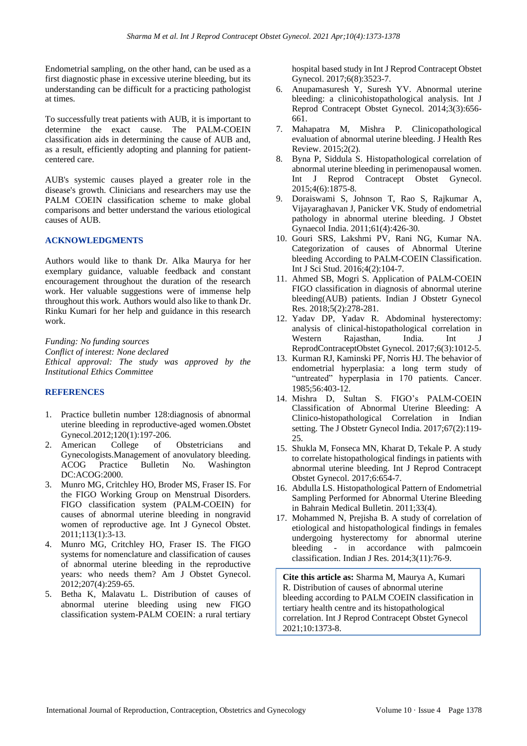Endometrial sampling, on the other hand, can be used as a first diagnostic phase in excessive uterine bleeding, but its understanding can be difficult for a practicing pathologist at times.

To successfully treat patients with AUB, it is important to determine the exact cause. The PALM-COEIN classification aids in determining the cause of AUB and, as a result, efficiently adopting and planning for patient-centered care.

AUB's systemic causes played a greater role in the disease's growth. Clinicians and researchers may use the PALM COEIN classification scheme to make global comparisons and better understand the various etiological causes of AUB.

## ACKNOWLEDGMENTS

Authors would like to thank Dr. Alka Maurya for her exemplary guidance, valuable feedback and constant encouragement throughout the duration of the research work. Her valuable suggestions were of immense help throughout this work. Authors would also like to thank Dr. Rinku Kumari for her help and guidance in this research work.

*Funding: No funding sources*
*Conflict of interest: None declared*
*Ethical approval: The study was approved by the Institutional Ethics Committee*

## REFERENCES

1. Practice bulletin number 128:diagnosis of abnormal uterine bleeding in reproductive-aged women.Obstet Gynecol.2012;120(1):197-206.
2. American College of Obstetricians and Gynecologists.Management of anovulatory bleeding. ACOG Practice Bulletin No. Washington DC:ACOG:2000.
3. Munro MG, Critchley HO, Broder MS, Fraser IS. For the FIGO Working Group on Menstrual Disorders. FIGO classification system (PALM-COEIN) for causes of abnormal uterine bleeding in nongravid women of reproductive age. Int J Gynecol Obstet. 2011;113(1):3-13.
4. Munro MG, Critchley HO, Fraser IS. The FIGO systems for nomenclature and classification of causes of abnormal uterine bleeding in the reproductive years: who needs them? Am J Obstet Gynecol. 2012;207(4):259-65.
5. Betha K, Malavatu L. Distribution of causes of abnormal uterine bleeding using new FIGO classification system-PALM COEIN: a rural tertiary hospital based study in Int J Reprod Contracept Obstet Gynecol. 2017;6(8):3523-7.
6. Anupamasuresh Y, Suresh YV. Abnormal uterine bleeding: a clinicohistopathological analysis. Int J Reprod Contracept Obstet Gynecol. 2014;3(3):656-661.
7. Mahapatra M, Mishra P. Clinicopathological evaluation of abnormal uterine bleeding. J Health Res Review. 2015;2(2).
8. Byna P, Siddula S. Histopathological correlation of abnormal uterine bleeding in perimenopausal women. Int J Reprod Contracept Obstet Gynecol. 2015;4(6):1875-8.
9. Doraiswami S, Johnson T, Rao S, Rajkumar A, Vijayaraghavan J, Panicker VK. Study of endometrial pathology in abnormal uterine bleeding. J Obstet Gynaecol India. 2011;61(4):426-30.
10. Gouri SRS, Lakshmi PV, Rani NG, Kumar NA. Categorization of causes of Abnormal Uterine bleeding According to PALM-COEIN Classification. Int J Sci Stud. 2016;4(2):104-7.
11. Ahmed SB, Mogri S. Application of PALM-COEIN FIGO classification in diagnosis of abnormal uterine bleeding(AUB) patients. Indian J Obstetr Gynecol Res. 2018;5(2):278-281.
12. Yadav DP, Yadav R. Abdominal hysterectomy: analysis of clinical-histopathological correlation in Western Rajasthan, India. Int J ReprodContraceptObstet Gynecol. 2017;6(3):1012-5.
13. Kurman RJ, Kaminski PF, Norris HJ. The behavior of endometrial hyperplasia: a long term study of "untreated" hyperplasia in 170 patients. Cancer. 1985;56:403-12.
14. Mishra D, Sultan S. FIGO's PALM-COEIN Classification of Abnormal Uterine Bleeding: A Clinico-histopathological Correlation in Indian setting. The J Obstetr Gynecol India. 2017;67(2):119-25.
15. Shukla M, Fonseca MN, Kharat D, Tekale P. A study to correlate histopathological findings in patients with abnormal uterine bleeding. Int J Reprod Contracept Obstet Gynecol. 2017;6:654-7.
16. Abdulla LS. Histopathological Pattern of Endometrial Sampling Performed for Abnormal Uterine Bleeding in Bahrain Medical Bulletin. 2011;33(4).
17. Mohammed N, Prejisha B. A study of correlation of etiological and histopathological findings in females undergoing hysterectomy for abnormal uterine bleeding - in accordance with palmcoein classification. Indian J Res. 2014;3(11):76-9.

**Cite this article as:** Sharma M, Maurya A, Kumari R. Distribution of causes of abnormal uterine bleeding according to PALM COEIN classification in tertiary health centre and its histopathological correlation. Int J Reprod Contracept Obstet Gynecol 2021;10:1373-8.